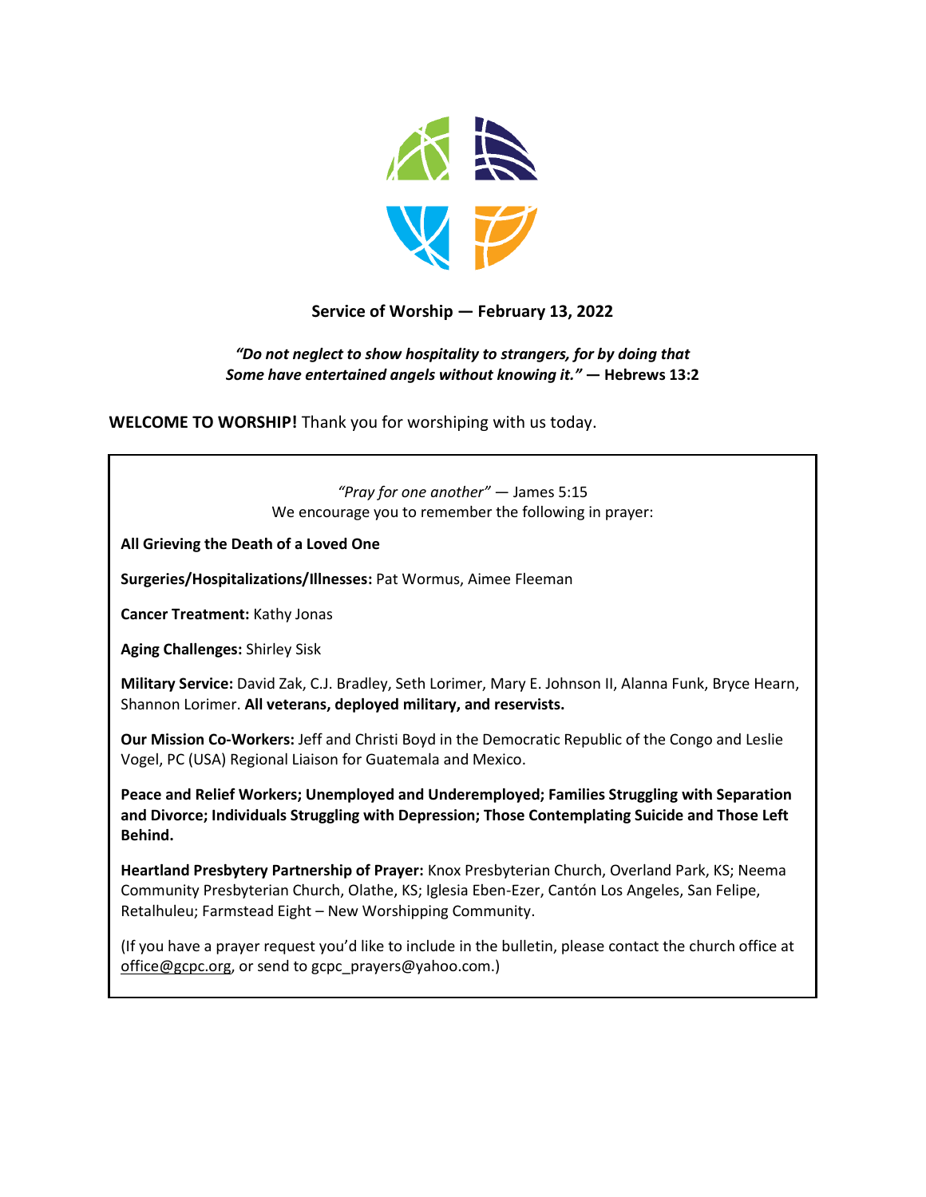**Service of Worship — February 13, 2022**

***"Do not neglect to show hospitality to strangers, for by doing that Some have entertained angels without knowing it."* — Hebrews 13:2**

**WELCOME TO WORSHIP!** Thank you for worshiping with us today.

*"Pray for one another"* — James 5:15
We encourage you to remember the following in prayer:

**All Grieving the Death of a Loved One**

**Surgeries/Hospitalizations/Illnesses:** Pat Wormus, Aimee Fleeman

**Cancer Treatment:** Kathy Jonas

**Aging Challenges:** Shirley Sisk

**Military Service:** David Zak, C.J. Bradley, Seth Lorimer, Mary E. Johnson II, Alanna Funk, Bryce Hearn, Shannon Lorimer. **All veterans, deployed military, and reservists.**

**Our Mission Co-Workers:** Jeff and Christi Boyd in the Democratic Republic of the Congo and Leslie Vogel, PC (USA) Regional Liaison for Guatemala and Mexico.

**Peace and Relief Workers; Unemployed and Underemployed; Families Struggling with Separation and Divorce; Individuals Struggling with Depression; Those Contemplating Suicide and Those Left Behind.**

**Heartland Presbytery Partnership of Prayer:** Knox Presbyterian Church, Overland Park, KS; Neema Community Presbyterian Church, Olathe, KS; Iglesia Eben-Ezer, Cantón Los Angeles, San Felipe, Retalhuleu; Farmstead Eight – New Worshipping Community.

(If you have a prayer request you'd like to include in the bulletin, please contact the church office at office@gcpc.org, or send to gcpc_prayers@yahoo.com.)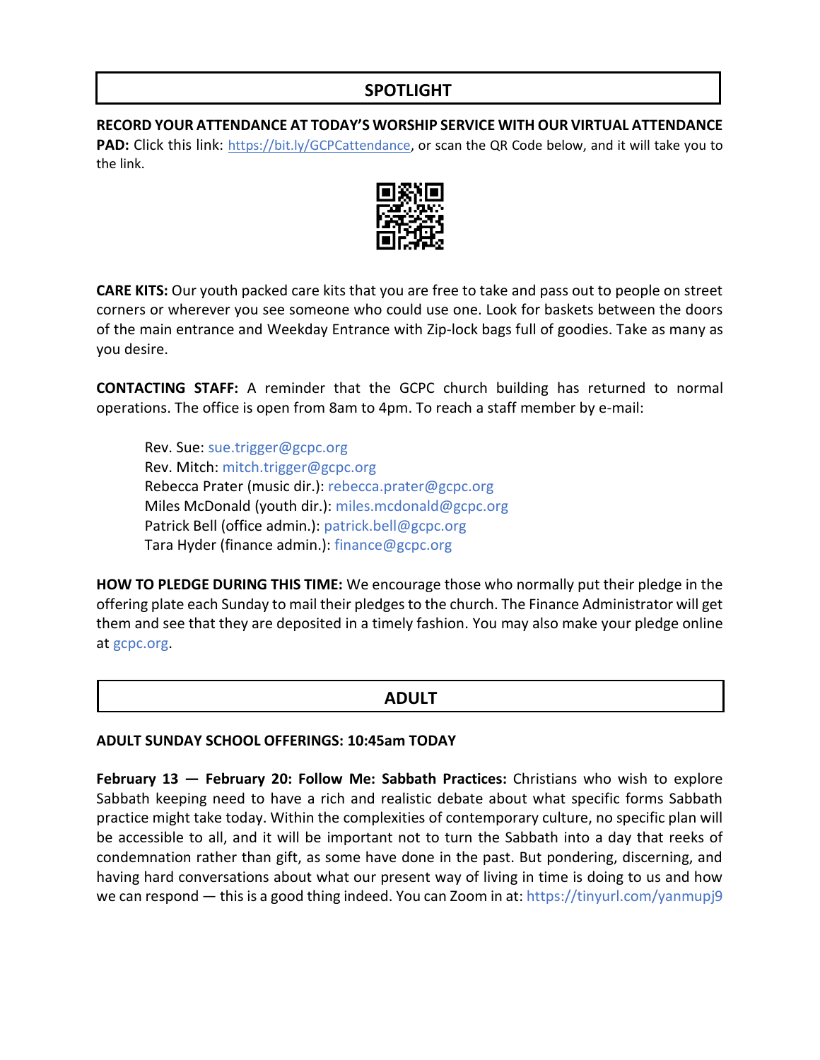## SPOTLIGHT

**RECORD YOUR ATTENDANCE AT TODAY'S WORSHIP SERVICE WITH OUR VIRTUAL ATTENDANCE PAD:** Click this link: https://bit.ly/GCPCattendance, or scan the QR Code below, and it will take you to the link.

**CARE KITS:** Our youth packed care kits that you are free to take and pass out to people on street corners or wherever you see someone who could use one. Look for baskets between the doors of the main entrance and Weekday Entrance with Zip-lock bags full of goodies. Take as many as you desire.

**CONTACTING STAFF:** A reminder that the GCPC church building has returned to normal operations. The office is open from 8am to 4pm. To reach a staff member by e-mail:

Rev. Sue: sue.trigger@gcpc.org
Rev. Mitch: mitch.trigger@gcpc.org
Rebecca Prater (music dir.): rebecca.prater@gcpc.org
Miles McDonald (youth dir.): miles.mcdonald@gcpc.org
Patrick Bell (office admin.): patrick.bell@gcpc.org
Tara Hyder (finance admin.): finance@gcpc.org

**HOW TO PLEDGE DURING THIS TIME:** We encourage those who normally put their pledge in the offering plate each Sunday to mail their pledges to the church. The Finance Administrator will get them and see that they are deposited in a timely fashion. You may also make your pledge online at gcpc.org.

## ADULT

**ADULT SUNDAY SCHOOL OFFERINGS: 10:45am TODAY**

**February 13 — February 20: Follow Me: Sabbath Practices:** Christians who wish to explore Sabbath keeping need to have a rich and realistic debate about what specific forms Sabbath practice might take today. Within the complexities of contemporary culture, no specific plan will be accessible to all, and it will be important not to turn the Sabbath into a day that reeks of condemnation rather than gift, as some have done in the past. But pondering, discerning, and having hard conversations about what our present way of living in time is doing to us and how we can respond — this is a good thing indeed. You can Zoom in at: https://tinyurl.com/yanmupj9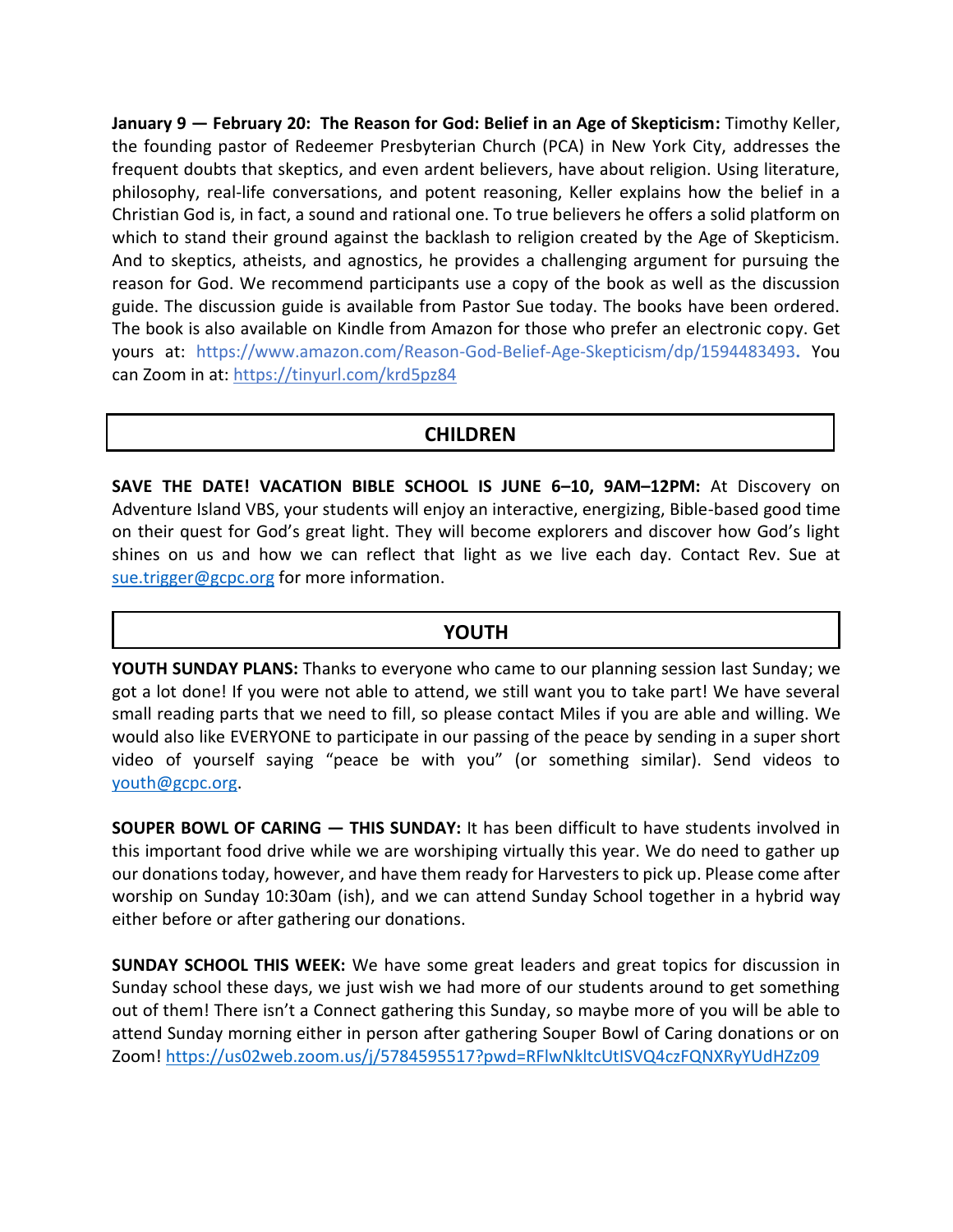**January 9 — February 20: The Reason for God: Belief in an Age of Skepticism:** Timothy Keller, the founding pastor of Redeemer Presbyterian Church (PCA) in New York City, addresses the frequent doubts that skeptics, and even ardent believers, have about religion. Using literature, philosophy, real-life conversations, and potent reasoning, Keller explains how the belief in a Christian God is, in fact, a sound and rational one. To true believers he offers a solid platform on which to stand their ground against the backlash to religion created by the Age of Skepticism. And to skeptics, atheists, and agnostics, he provides a challenging argument for pursuing the reason for God. We recommend participants use a copy of the book as well as the discussion guide. The discussion guide is available from Pastor Sue today. The books have been ordered. The book is also available on Kindle from Amazon for those who prefer an electronic copy. Get yours at: https://www.amazon.com/Reason-God-Belief-Age-Skepticism/dp/1594483493**.** You can Zoom in at: https://tinyurl.com/krd5pz84

## CHILDREN

**SAVE THE DATE! VACATION BIBLE SCHOOL IS JUNE 6–10, 9AM–12PM:** At Discovery on Adventure Island VBS, your students will enjoy an interactive, energizing, Bible-based good time on their quest for God's great light. They will become explorers and discover how God's light shines on us and how we can reflect that light as we live each day. Contact Rev. Sue at sue.trigger@gcpc.org for more information.

## YOUTH

**YOUTH SUNDAY PLANS:** Thanks to everyone who came to our planning session last Sunday; we got a lot done! If you were not able to attend, we still want you to take part! We have several small reading parts that we need to fill, so please contact Miles if you are able and willing. We would also like EVERYONE to participate in our passing of the peace by sending in a super short video of yourself saying "peace be with you" (or something similar). Send videos to youth@gcpc.org.

**SOUPER BOWL OF CARING — THIS SUNDAY:** It has been difficult to have students involved in this important food drive while we are worshiping virtually this year. We do need to gather up our donations today, however, and have them ready for Harvesters to pick up. Please come after worship on Sunday 10:30am (ish), and we can attend Sunday School together in a hybrid way either before or after gathering our donations.

**SUNDAY SCHOOL THIS WEEK:** We have some great leaders and great topics for discussion in Sunday school these days, we just wish we had more of our students around to get something out of them! There isn't a Connect gathering this Sunday, so maybe more of you will be able to attend Sunday morning either in person after gathering Souper Bowl of Caring donations or on Zoom! https://us02web.zoom.us/j/5784595517?pwd=RFlwNkltcUtISVQ4czFQNXRyYUdHZz09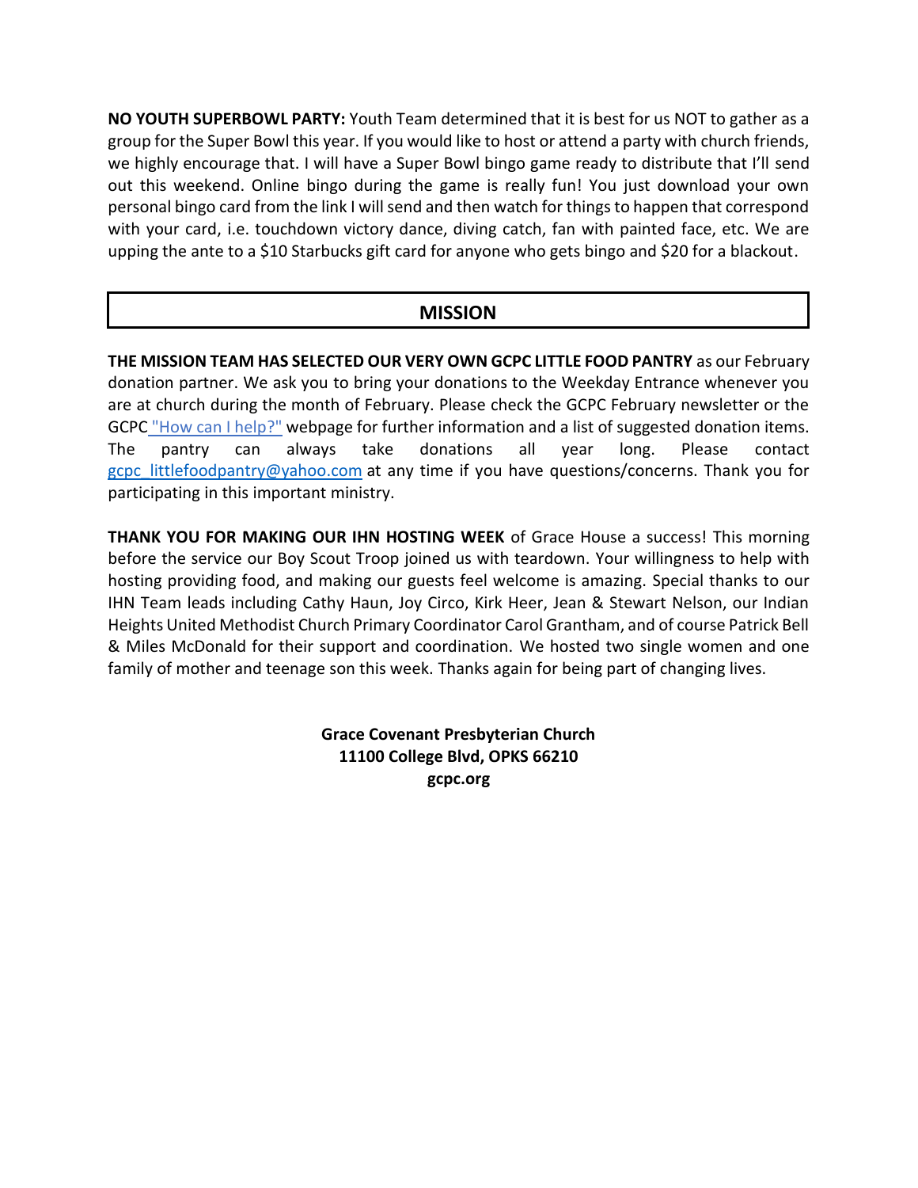**NO YOUTH SUPERBOWL PARTY:** Youth Team determined that it is best for us NOT to gather as a group for the Super Bowl this year. If you would like to host or attend a party with church friends, we highly encourage that. I will have a Super Bowl bingo game ready to distribute that I'll send out this weekend. Online bingo during the game is really fun! You just download your own personal bingo card from the link I will send and then watch for things to happen that correspond with your card, i.e. touchdown victory dance, diving catch, fan with painted face, etc. We are upping the ante to a $10 Starbucks gift card for anyone who gets bingo and $20 for a blackout.

## MISSION

**THE MISSION TEAM HAS SELECTED OUR VERY OWN GCPC LITTLE FOOD PANTRY** as our February donation partner. We ask you to bring your donations to the Weekday Entrance whenever you are at church during the month of February. Please check the GCPC February newsletter or the GCPC "How can I help?" webpage for further information and a list of suggested donation items. The pantry can always take donations all year long. Please contact gcpc_littlefoodpantry@yahoo.com at any time if you have questions/concerns. Thank you for participating in this important ministry.

**THANK YOU FOR MAKING OUR IHN HOSTING WEEK** of Grace House a success! This morning before the service our Boy Scout Troop joined us with teardown. Your willingness to help with hosting providing food, and making our guests feel welcome is amazing. Special thanks to our IHN Team leads including Cathy Haun, Joy Circo, Kirk Heer, Jean & Stewart Nelson, our Indian Heights United Methodist Church Primary Coordinator Carol Grantham, and of course Patrick Bell & Miles McDonald for their support and coordination. We hosted two single women and one family of mother and teenage son this week. Thanks again for being part of changing lives.

**Grace Covenant Presbyterian Church**
**11100 College Blvd, OPKS 66210**
**gcpc.org**